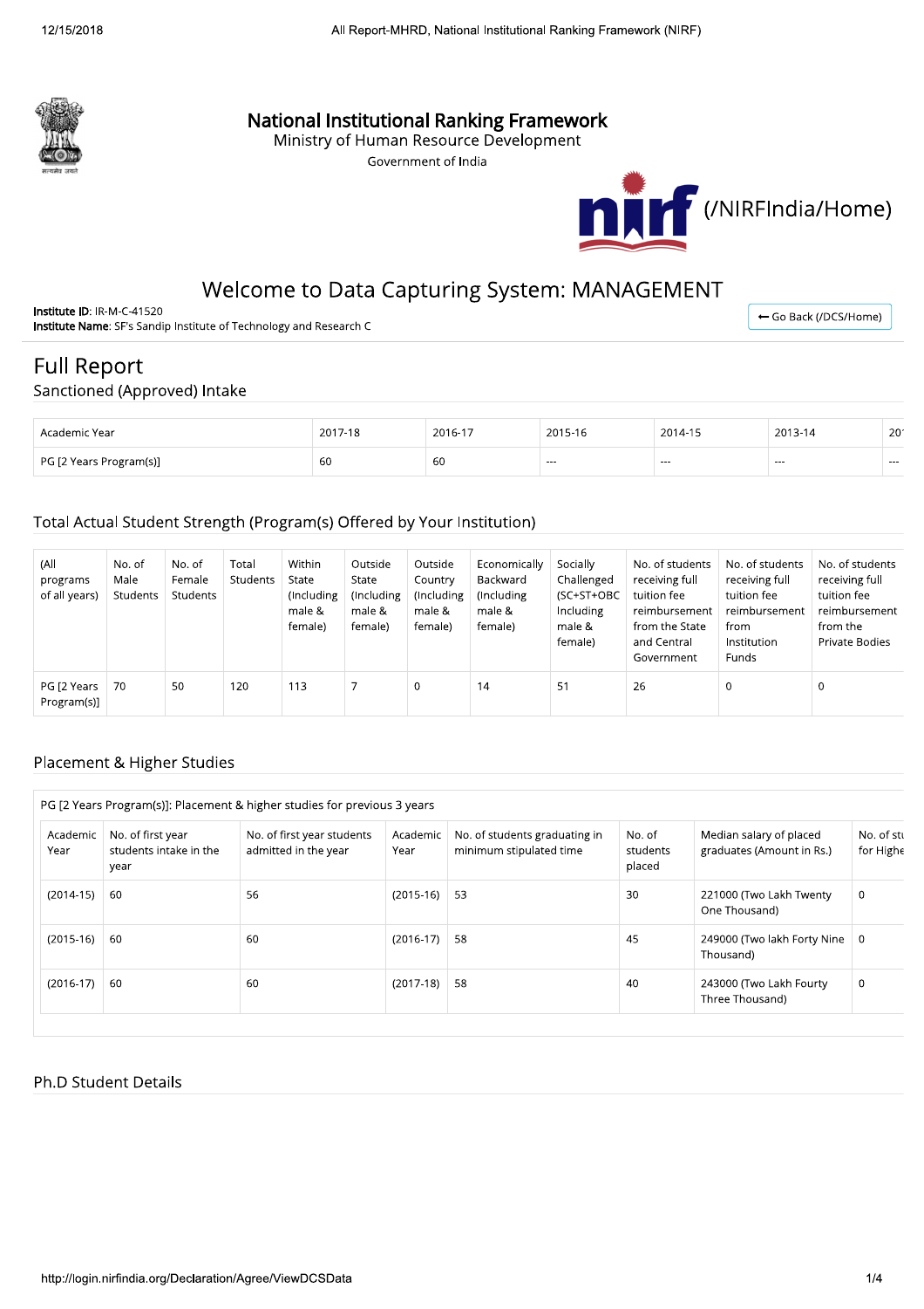# National Institutional Ranking Framework

Ministry of Human Resource Development

Government of India

(/NIRFIndia/Home)

## Welcome to Data Capturing System: MANAGEMENT

**Institute ID**: IR-M-C-41520

**Institute Name**: SF's Sandip Institute of Technology and Research C

⟵ Go Back (/DCS/Home)

# Full Report

## Sanctioned (Approved) Intake

| Academic Year | 2017-18 | 2016-17 | 2015-16 | 2014-15 | 2013-14 | 20 |
|---|---|---|---|---|---|---|
| PG [2 Years Program(s)] | 60 | 60 | --- | --- | --- | --- |

## Total Actual Student Strength (Program(s) Offered by Your Institution)

| (All programs of all years) | No. of Male Students | No. of Female Students | Total Students | Within State (Including male & female) | Outside State (Including male & female) | Outside Country (Including male & female) | Economically Backward (Including male & female) | Socially Challenged (SC+ST+OBC Including male & female) | No. of students receiving full tuition fee reimbursement from the State and Central Government | No. of students receiving full tuition fee reimbursement from Institution Funds | No. of students receiving full tuition fee reimbursement from the Private Bodies |
|---|---|---|---|---|---|---|---|---|---|---|---|
| PG [2 Years Program(s)] | 70 | 50 | 120 | 113 | 7 | 0 | 14 | 51 | 26 | 0 | 0 |

## Placement & Higher Studies

PG [2 Years Program(s)]: Placement & higher studies for previous 3 years

| Academic Year | No. of first year students intake in the year | No. of first year students admitted in the year | Academic Year | No. of students graduating in minimum stipulated time | No. of students placed | Median salary of placed graduates (Amount in Rs.) | No. of stu for Highe |
|---|---|---|---|---|---|---|---|
| (2014-15) | 60 | 56 | (2015-16) | 53 | 30 | 221000 (Two Lakh Twenty One Thousand) | 0 |
| (2015-16) | 60 | 60 | (2016-17) | 58 | 45 | 249000 (Two lakh Forty Nine Thousand) | 0 |
| (2016-17) | 60 | 60 | (2017-18) | 58 | 40 | 243000 (Two Lakh Fourty Three Thousand) | 0 |

## Ph.D Student Details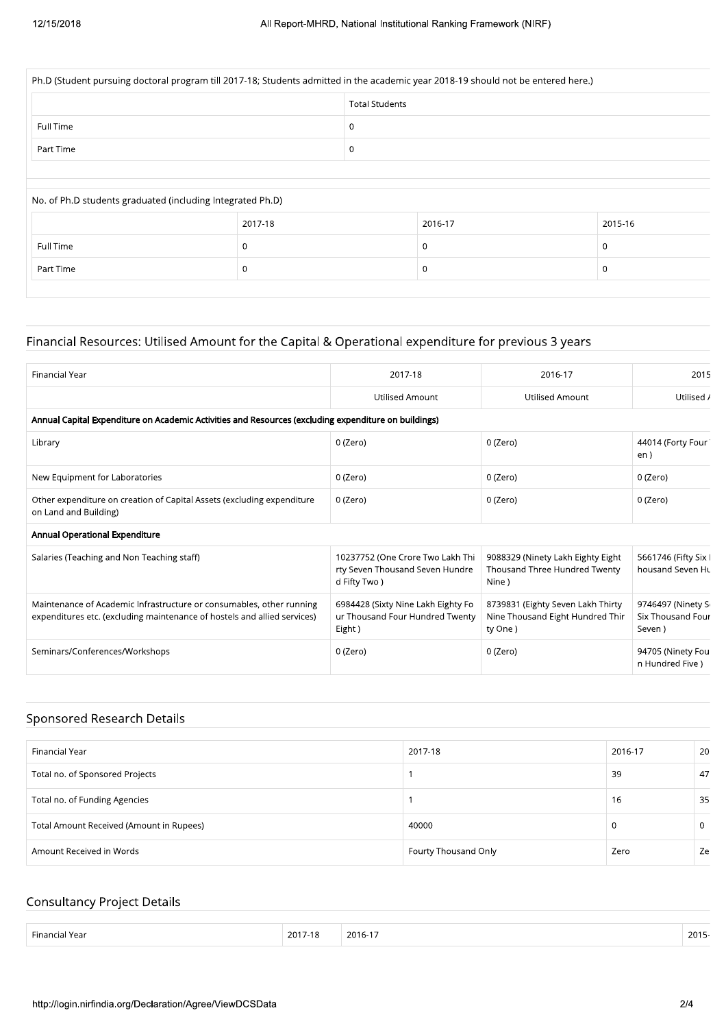Ph.D (Student pursuing doctoral program till 2017-18; Students admitted in the academic year 2018-19 should not be entered here.)

| | Total Students |
|---|---|
| Full Time | 0 |
| Part Time | 0 |

No. of Ph.D students graduated (including Integrated Ph.D)

| | 2017-18 | 2016-17 | 2015-16 |
|---|---|---|---|
| Full Time | 0 | 0 | 0 |
| Part Time | 0 | 0 | 0 |

## Financial Resources: Utilised Amount for the Capital & Operational expenditure for previous 3 years

| Financial Year | 2017-18 | 2016-17 | 2015 |
|---|---|---|---|
| | Utilised Amount | Utilised Amount | Utilised A |
| **Annual Capital Expenditure on Academic Activities and Resources (excluding expenditure on buildings)** | | | |
| Library | 0 (Zero) | 0 (Zero) | 44014 (Forty Four en ) |
| New Equipment for Laboratories | 0 (Zero) | 0 (Zero) | 0 (Zero) |
| Other expenditure on creation of Capital Assets (excluding expenditure on Land and Building) | 0 (Zero) | 0 (Zero) | 0 (Zero) |
| **Annual Operational Expenditure** | | | |
| Salaries (Teaching and Non Teaching staff) | 10237752 (One Crore Two Lakh Thirty Seven Thousand Seven Hundred Fifty Two ) | 9088329 (Ninety Lakh Eighty Eight Thousand Three Hundred Twenty Nine ) | 5661746 (Fifty Six housand Seven Hu |
| Maintenance of Academic Infrastructure or consumables, other running expenditures etc. (excluding maintenance of hostels and allied services) | 6984428 (Sixty Nine Lakh Eighty Four Thousand Four Hundred Twenty Eight ) | 8739831 (Eighty Seven Lakh Thirty Nine Thousand Eight Hundred Thirty One ) | 9746497 (Ninety S Six Thousand Four Seven ) |
| Seminars/Conferences/Workshops | 0 (Zero) | 0 (Zero) | 94705 (Ninety Fou n Hundred Five ) |

## Sponsored Research Details

| Financial Year | 2017-18 | 2016-17 | 20 |
|---|---|---|---|
| Total no. of Sponsored Projects | 1 | 39 | 47 |
| Total no. of Funding Agencies | 1 | 16 | 35 |
| Total Amount Received (Amount in Rupees) | 40000 | 0 | 0 |
| Amount Received in Words | Fourty Thousand Only | Zero | Ze |

## Consultancy Project Details

| Financial Year | 2017-18 | 2016-17 | 2015- |
|---|---|---|---|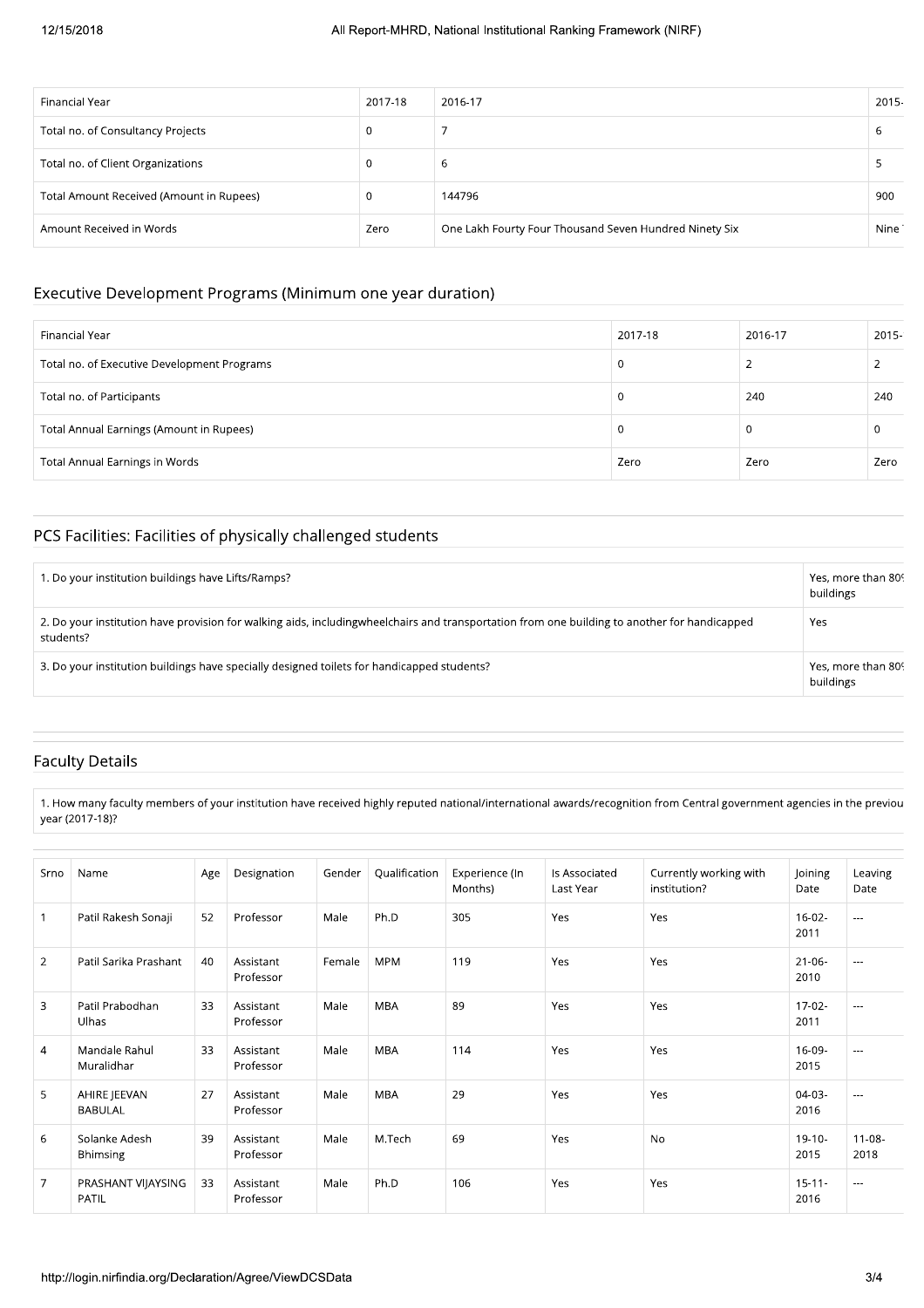| Financial Year | 2017-18 | 2016-17 | 2015- |
|---|---|---|---|
| Total no. of Consultancy Projects | 0 | 7 | 6 |
| Total no. of Client Organizations | 0 | 6 | 5 |
| Total Amount Received (Amount in Rupees) | 0 | 144796 | 900 |
| Amount Received in Words | Zero | One Lakh Fourty Four Thousand Seven Hundred Ninety Six | Nine |

## Executive Development Programs (Minimum one year duration)

| Financial Year | 2017-18 | 2016-17 | 2015- |
|---|---|---|---|
| Total no. of Executive Development Programs | 0 | 2 | 2 |
| Total no. of Participants | 0 | 240 | 240 |
| Total Annual Earnings (Amount in Rupees) | 0 | 0 | 0 |
| Total Annual Earnings in Words | Zero | Zero | Zero |

## PCS Facilities: Facilities of physically challenged students

| | |
|---|---|
| 1. Do your institution buildings have Lifts/Ramps? | Yes, more than 80 buildings |
| 2. Do your institution have provision for walking aids, includingwheelchairs and transportation from one building to another for handicapped students? | Yes |
| 3. Do your institution buildings have specially designed toilets for handicapped students? | Yes, more than 80 buildings |

## Faculty Details

1. How many faculty members of your institution have received highly reputed national/international awards/recognition from Central government agencies in the previou year (2017-18)?

| Srno | Name | Age | Designation | Gender | Qualification | Experience (In Months) | Is Associated Last Year | Currently working with institution? | Joining Date | Leaving Date |
|---|---|---|---|---|---|---|---|---|---|---|
| 1 | Patil Rakesh Sonaji | 52 | Professor | Male | Ph.D | 305 | Yes | Yes | 16-02-2011 | --- |
| 2 | Patil Sarika Prashant | 40 | Assistant Professor | Female | MPM | 119 | Yes | Yes | 21-06-2010 | --- |
| 3 | Patil Prabodhan Ulhas | 33 | Assistant Professor | Male | MBA | 89 | Yes | Yes | 17-02-2011 | --- |
| 4 | Mandale Rahul Muralidhar | 33 | Assistant Professor | Male | MBA | 114 | Yes | Yes | 16-09-2015 | --- |
| 5 | AHIRE JEEVAN BABULAL | 27 | Assistant Professor | Male | MBA | 29 | Yes | Yes | 04-03-2016 | --- |
| 6 | Solanke Adesh Bhimsing | 39 | Assistant Professor | Male | M.Tech | 69 | Yes | No | 19-10-2015 | 11-08-2018 |
| 7 | PRASHANT VIJAYSING PATIL | 33 | Assistant Professor | Male | Ph.D | 106 | Yes | Yes | 15-11-2016 | --- |